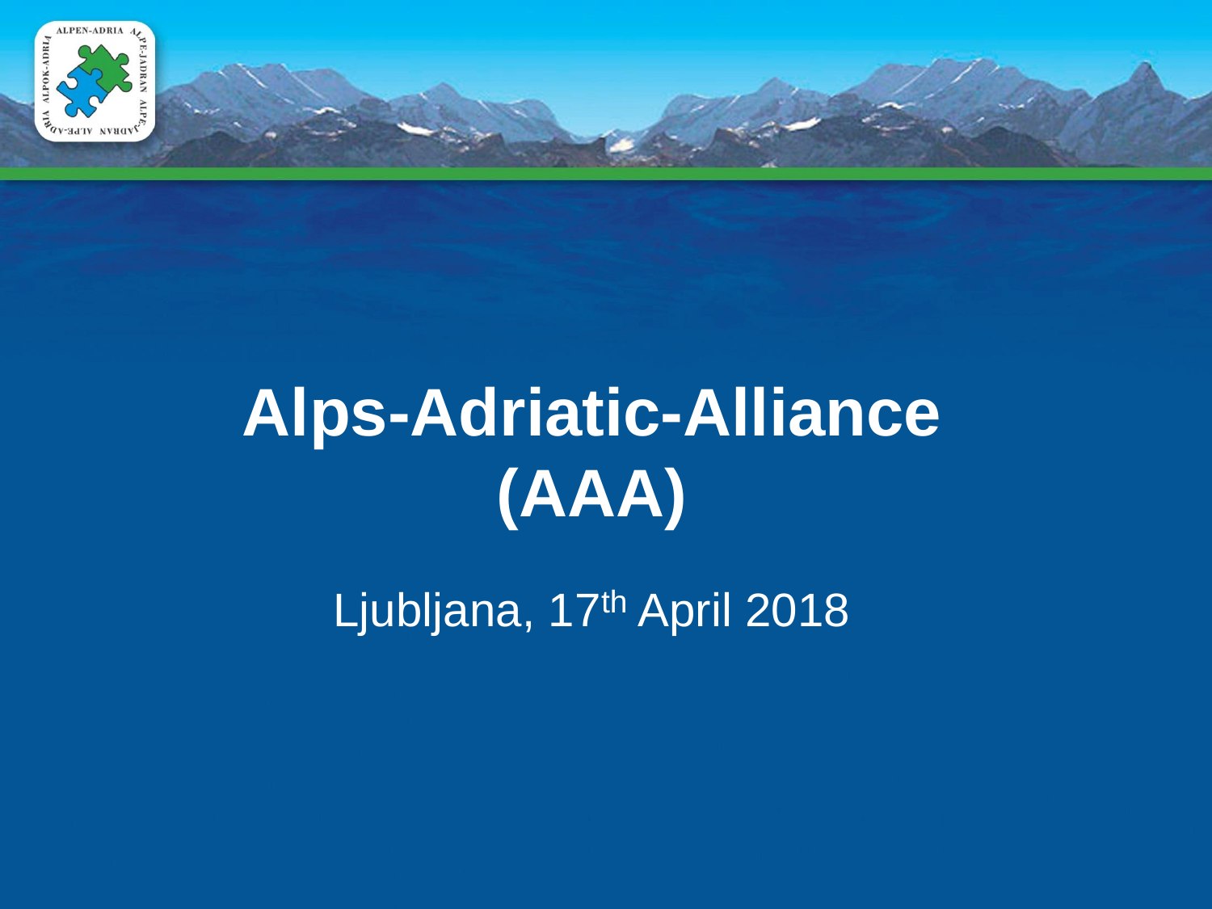# Alps-Adriatic-Alliance (AAA)

Ljubljana, 17th April 2018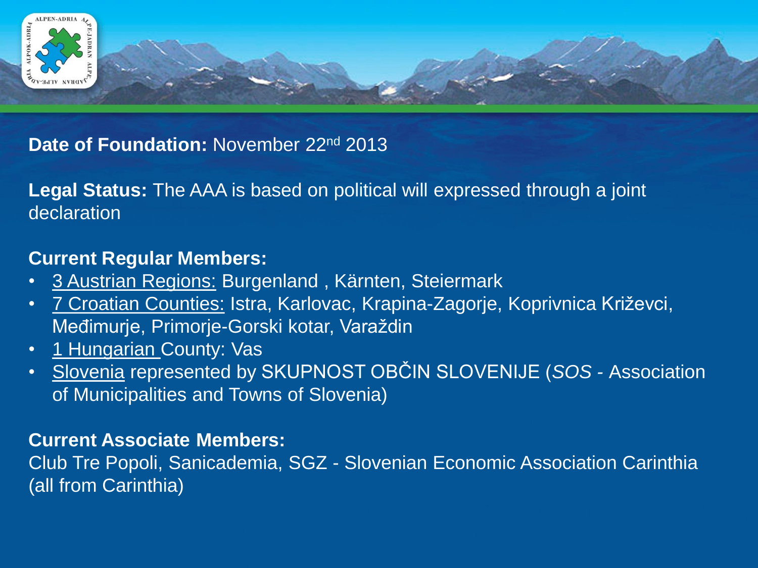**Date of Foundation:** November 22nd 2013

**Legal Status:** The AAA is based on political will expressed through a joint declaration

**Current Regular Members:**

- 3 Austrian Regions: Burgenland , Kärnten, Steiermark
- 7 Croatian Counties: Istra, Karlovac, Krapina-Zagorje, Koprivnica Križevci, Međimurje, Primorje-Gorski kotar, Varaždin
- 1 Hungarian County: Vas
- Slovenia represented by SKUPNOST OBČIN SLOVENIJE (*SOS* - Association of Municipalities and Towns of Slovenia)

**Current Associate Members:**

Club Tre Popoli, Sanicademia, SGZ - Slovenian Economic Association Carinthia (all from Carinthia)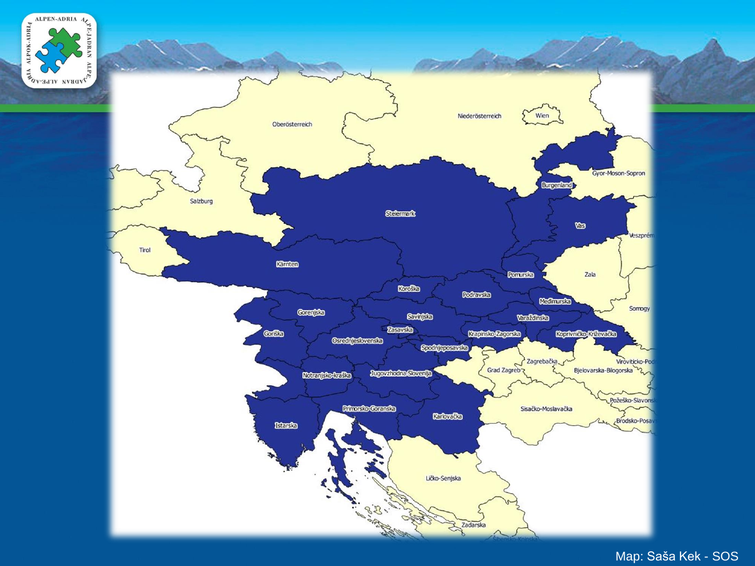Map: Saša Kek - SOS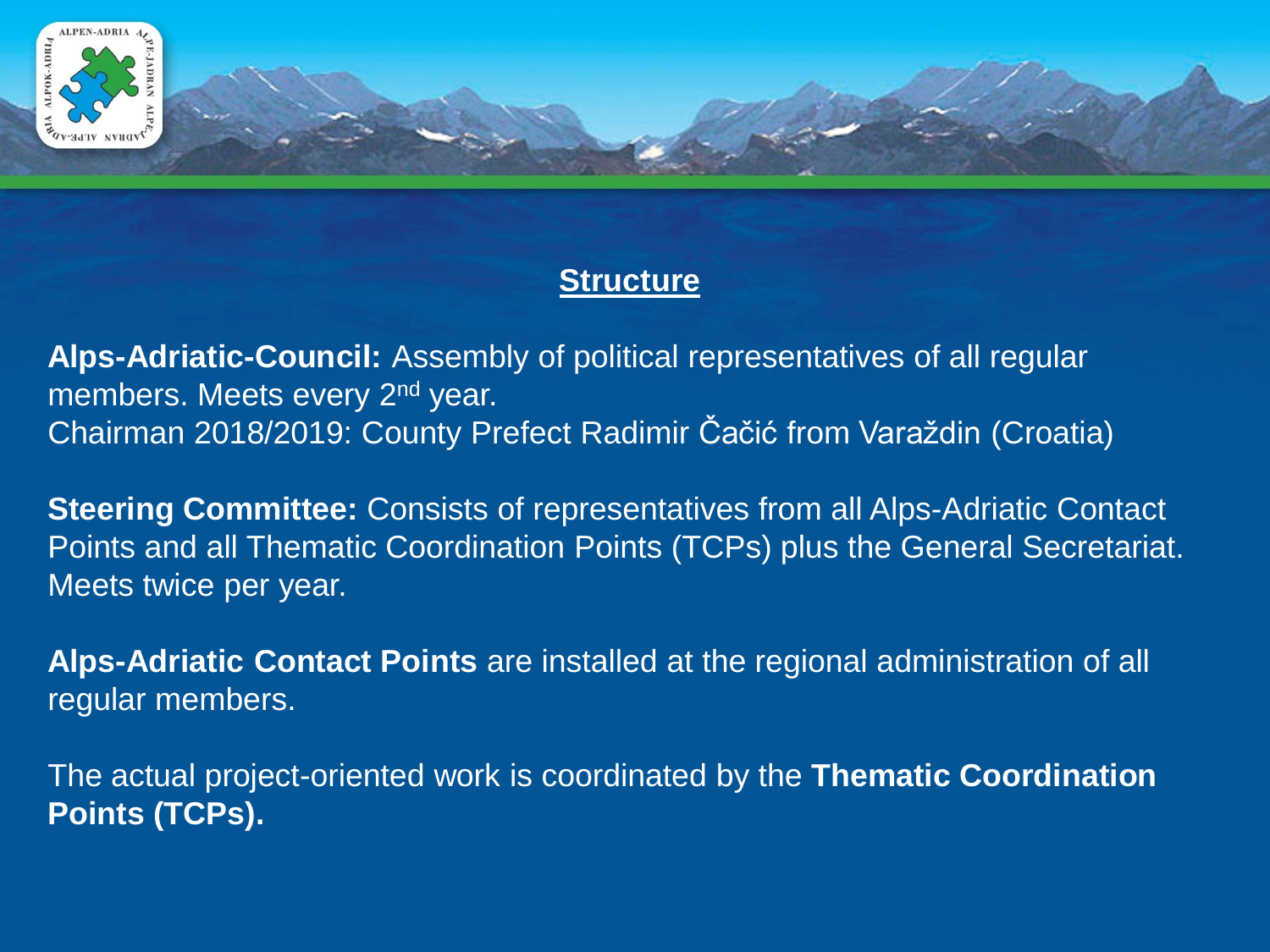## Structure

**Alps-Adriatic-Council:** Assembly of political representatives of all regular members. Meets every 2$^{nd}$ year.
Chairman 2018/2019: County Prefect Radimir Čačić from Varaždin (Croatia)

**Steering Committee:** Consists of representatives from all Alps-Adriatic Contact Points and all Thematic Coordination Points (TCPs) plus the General Secretariat. Meets twice per year.

**Alps-Adriatic Contact Points** are installed at the regional administration of all regular members.

The actual project-oriented work is coordinated by the **Thematic Coordination Points (TCPs).**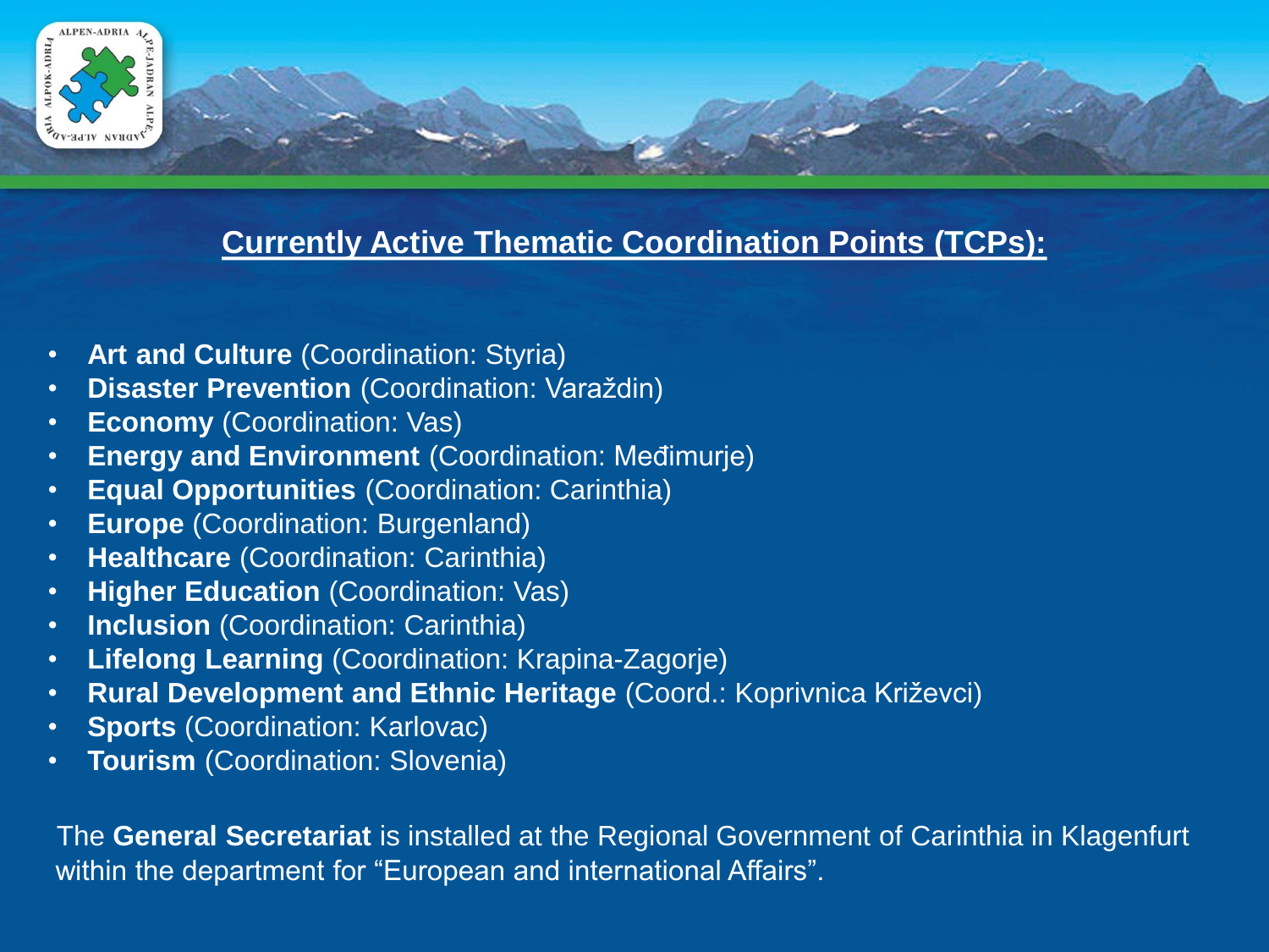## Currently Active Thematic Coordination Points (TCPs):

- **Art and Culture** (Coordination: Styria)
- **Disaster Prevention** (Coordination: Varaždin)
- **Economy** (Coordination: Vas)
- **Energy and Environment** (Coordination: Međimurje)
- **Equal Opportunities** (Coordination: Carinthia)
- **Europe** (Coordination: Burgenland)
- **Healthcare** (Coordination: Carinthia)
- **Higher Education** (Coordination: Vas)
- **Inclusion** (Coordination: Carinthia)
- **Lifelong Learning** (Coordination: Krapina-Zagorje)
- **Rural Development and Ethnic Heritage** (Coord.: Koprivnica Križevci)
- **Sports** (Coordination: Karlovac)
- **Tourism** (Coordination: Slovenia)

The **General Secretariat** is installed at the Regional Government of Carinthia in Klagenfurt within the department for "European and international Affairs".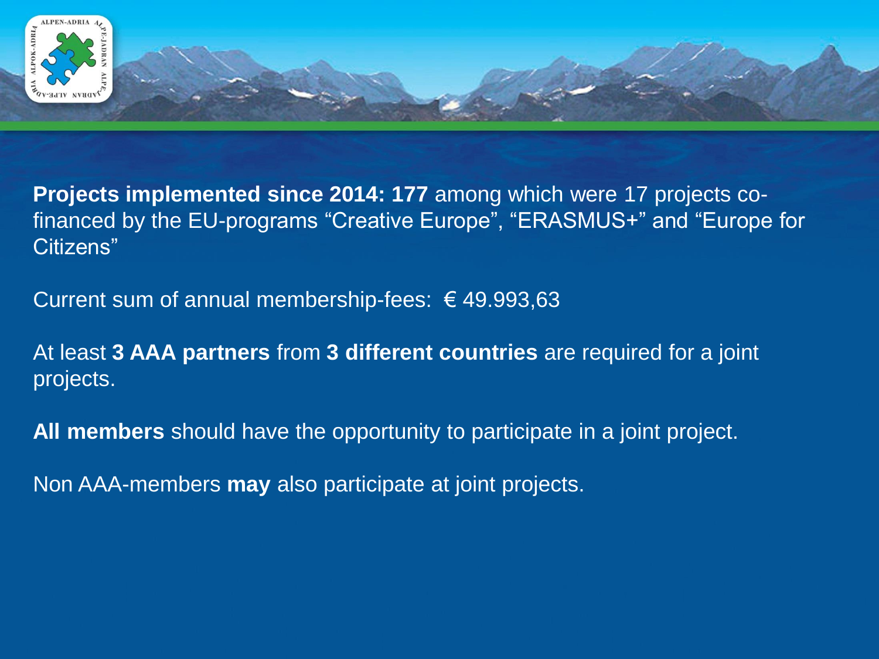**Projects implemented since 2014: 177** among which were 17 projects co-financed by the EU-programs “Creative Europe”, “ERASMUS+” and “Europe for Citizens”

Current sum of annual membership-fees: € 49.993,63

At least **3 AAA partners** from **3 different countries** are required for a joint projects.

**All members** should have the opportunity to participate in a joint project.

Non AAA-members **may** also participate at joint projects.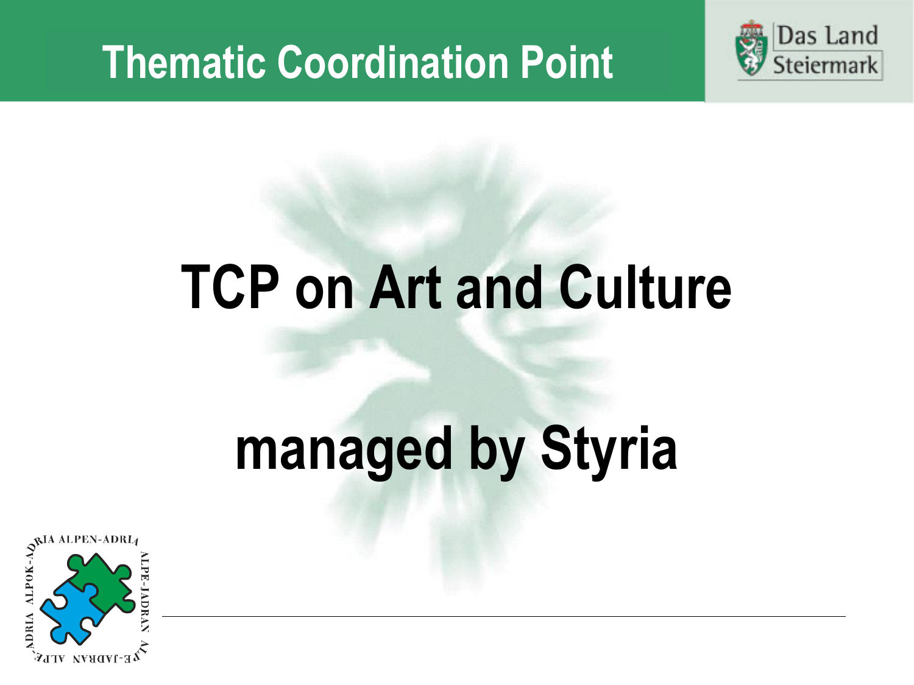# Thematic Coordination Point

Das Land Steiermark

# TCP on Art and Culture

# managed by Styria

ALPEN-ADRIA ALPE-JADRAN ALPOK-ADRIA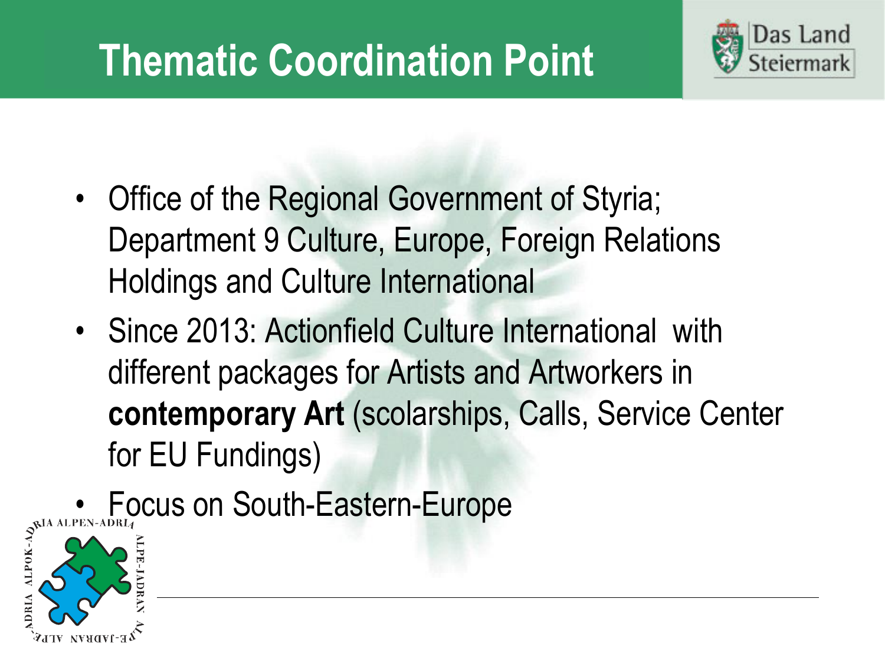# Thematic Coordination Point

- Office of the Regional Government of Styria; Department 9 Culture, Europe, Foreign Relations Holdings and Culture International
- Since 2013: Actionfield Culture International with different packages for Artists and Artworkers in **contemporary Art** (scolarships, Calls, Service Center for EU Fundings)
- Focus on South-Eastern-Europe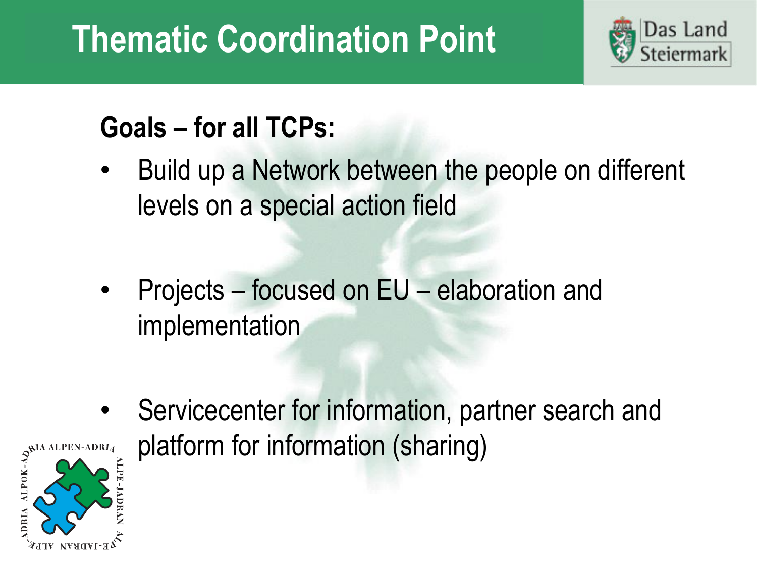# Thematic Coordination Point

**Goals – for all TCPs:**

- Build up a Network between the people on different levels on a special action field
- Projects – focused on EU – elaboration and implementation
- Servicecenter for information, partner search and platform for information (sharing)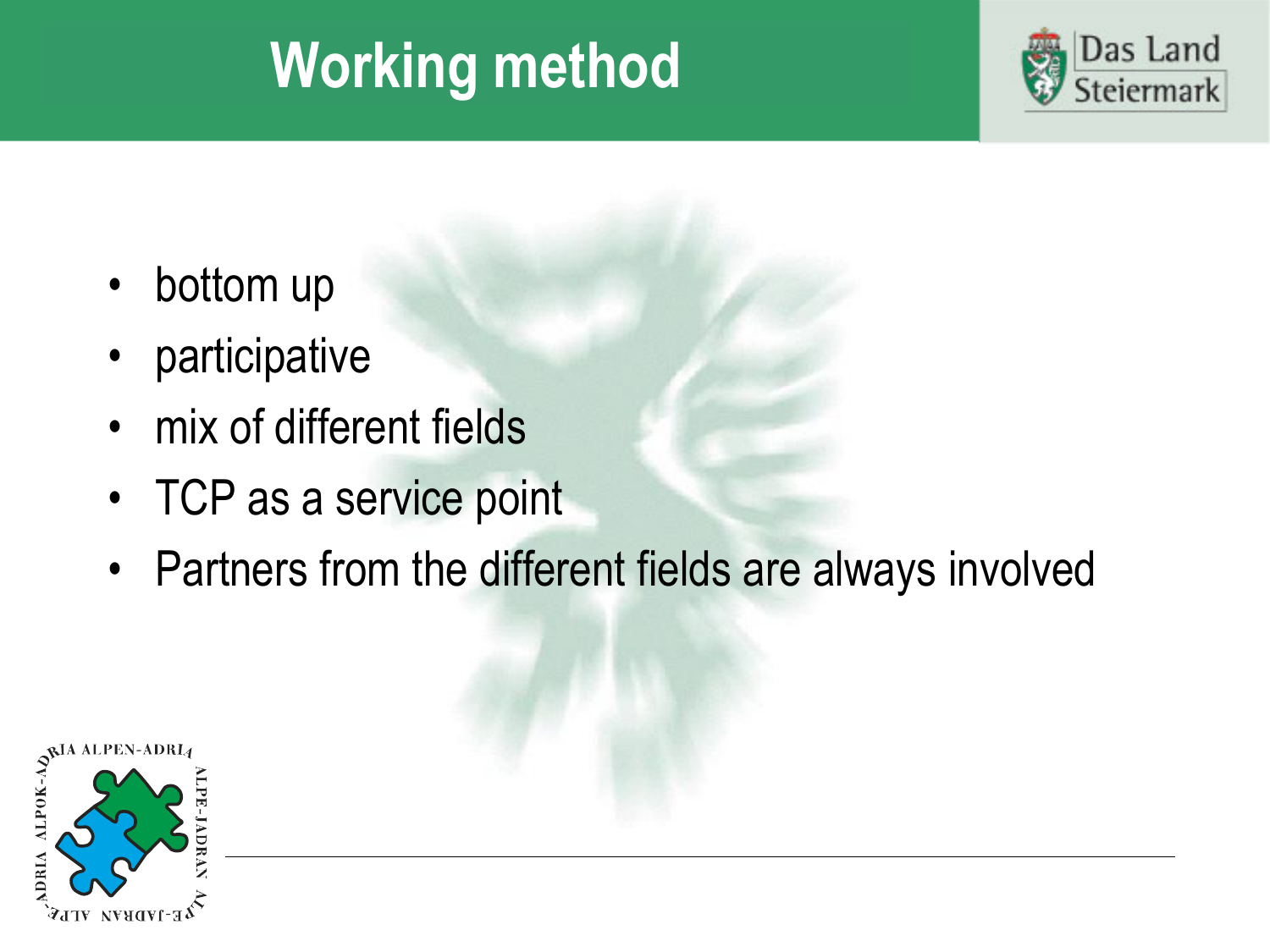# Working method

- bottom up
- participative
- mix of different fields
- TCP as a service point
- Partners from the different fields are always involved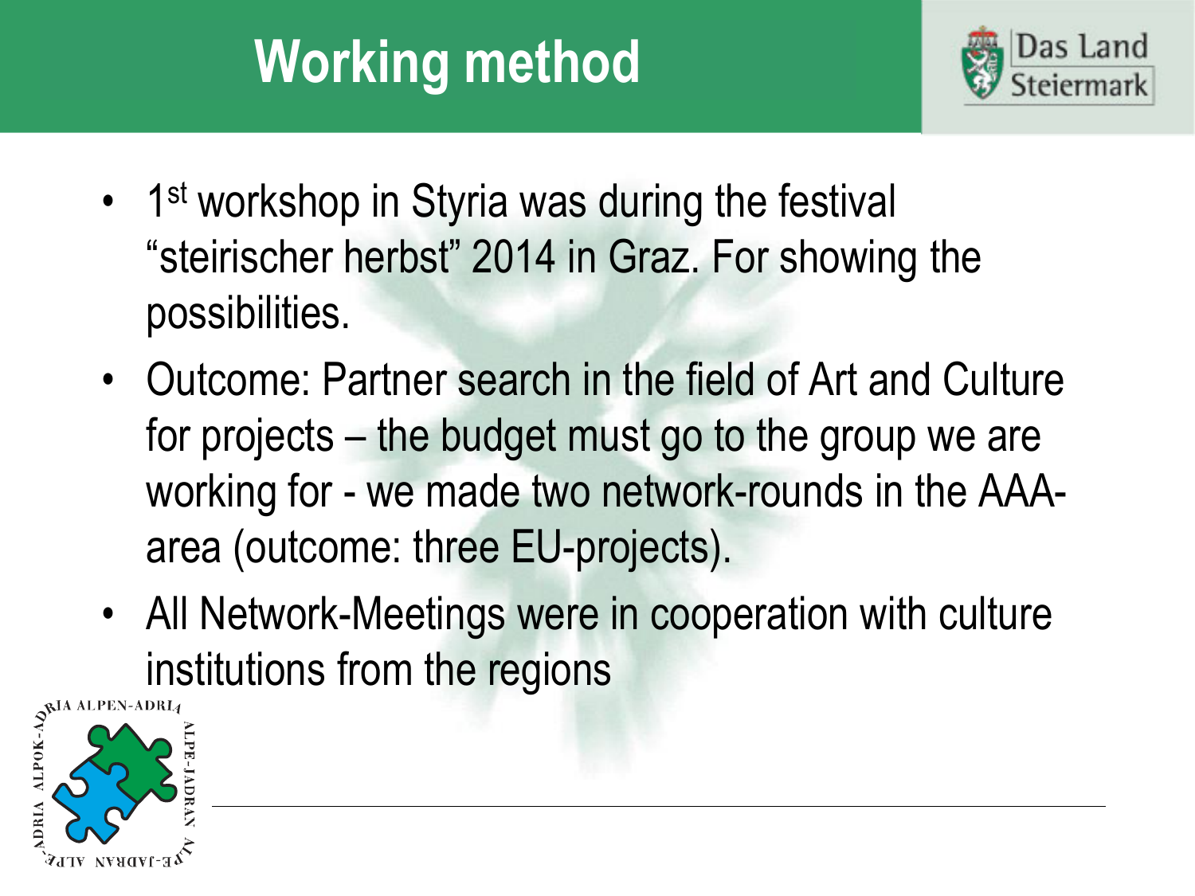# Working method

- 1st workshop in Styria was during the festival "steirischer herbst" 2014 in Graz. For showing the possibilities.
- Outcome: Partner search in the field of Art and Culture for projects – the budget must go to the group we are working for - we made two network-rounds in the AAA-area (outcome: three EU-projects).
- All Network-Meetings were in cooperation with culture institutions from the regions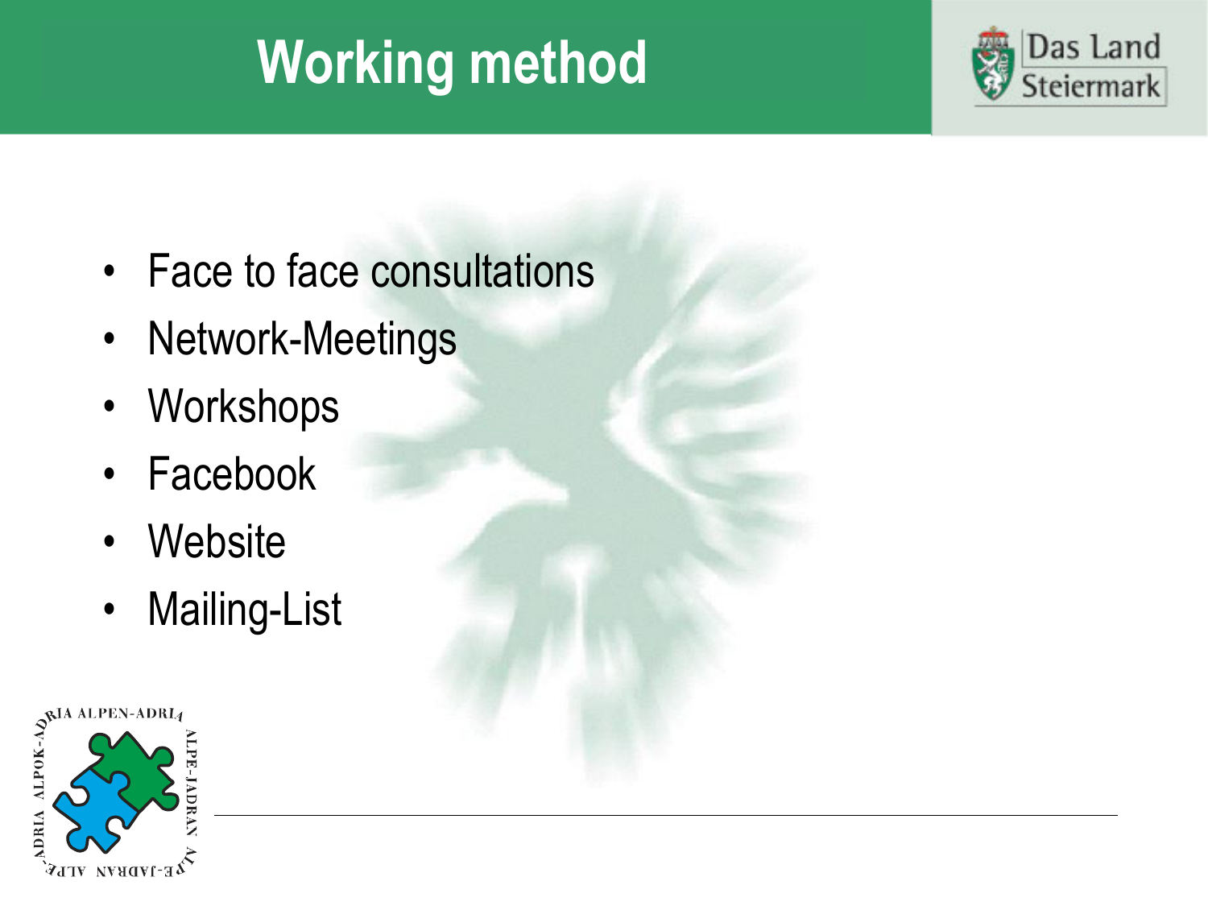# Working method

- Face to face consultations
- Network-Meetings
- Workshops
- Facebook
- Website
- Mailing-List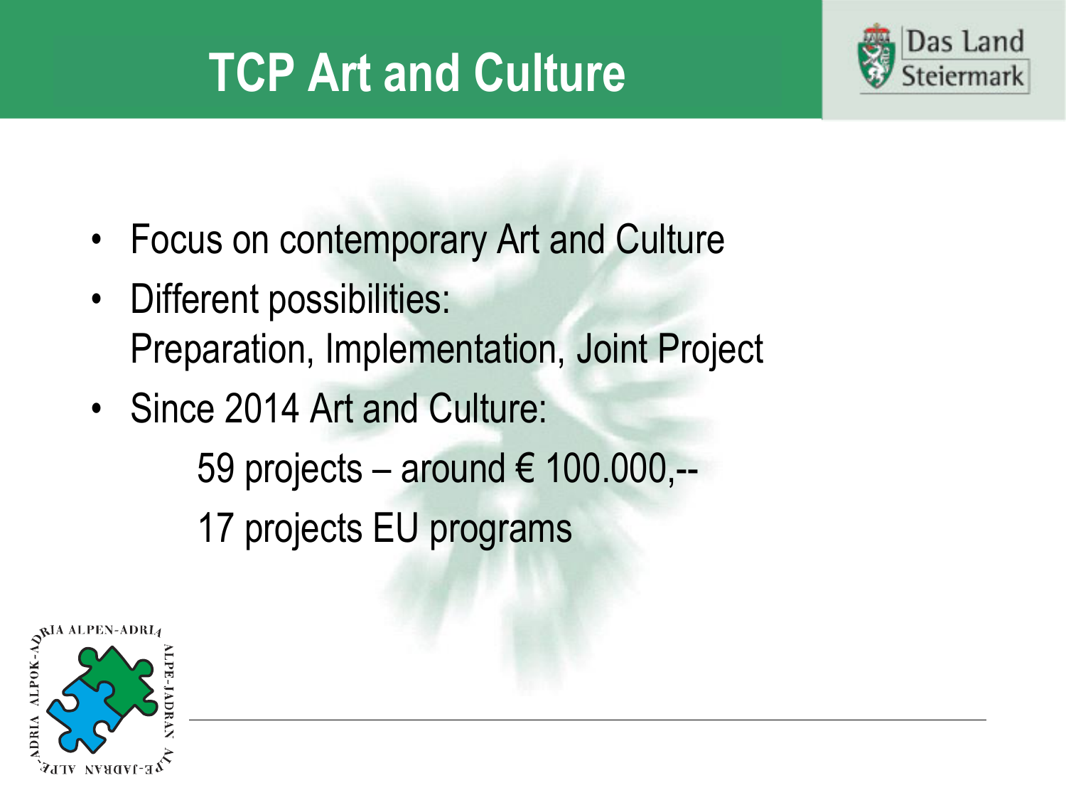# TCP Art and Culture

- Focus on contemporary Art and Culture
- Different possibilities:
  Preparation, Implementation, Joint Project
- Since 2014 Art and Culture:
  - 59 projects – around € 100.000,--
  - 17 projects EU programs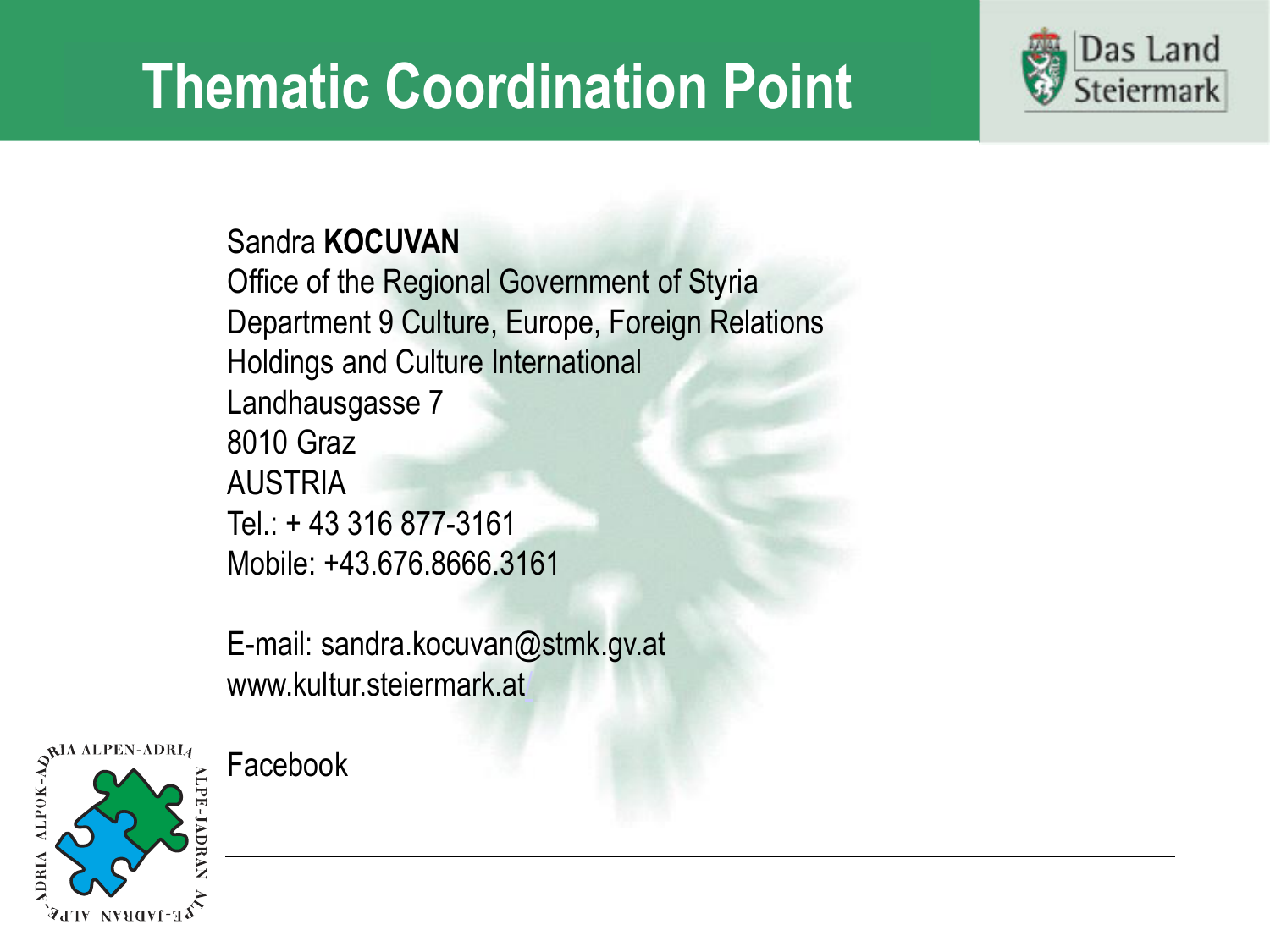# Thematic Coordination Point

Das Land Steiermark

Sandra **KOCUVAN**
Office of the Regional Government of Styria
Department 9 Culture, Europe, Foreign Relations
Holdings and Culture International
Landhausgasse 7
8010 Graz
AUSTRIA
Tel.: + 43 316 877-3161
Mobile: +43.676.8666.3161

E-mail: sandra.kocuvan@stmk.gv.at
www.kultur.steiermark.at

Facebook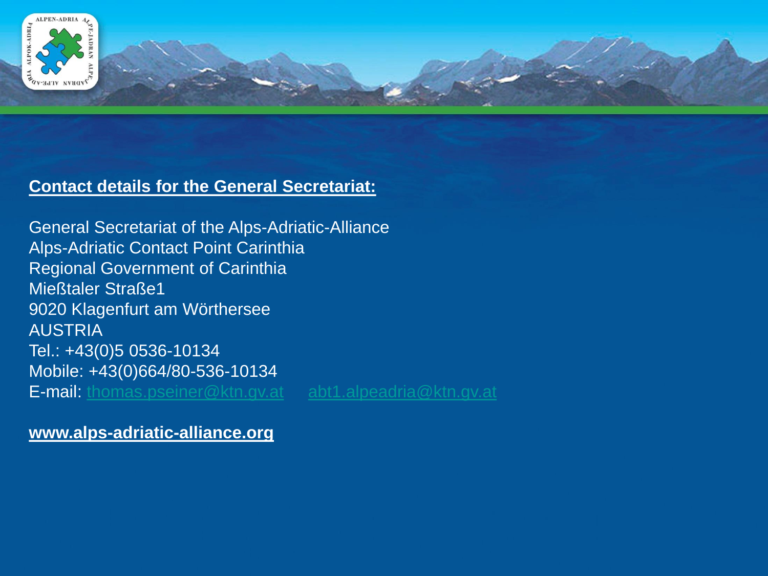**Contact details for the General Secretariat:**

General Secretariat of the Alps-Adriatic-Alliance
Alps-Adriatic Contact Point Carinthia
Regional Government of Carinthia
Mießtaler Straße1
9020 Klagenfurt am Wörthersee
AUSTRIA
Tel.: +43(0)5 0536-10134
Mobile: +43(0)664/80-536-10134
E-mail: thomas.pseiner@ktn.gv.at abt1.alpeadria@ktn.gv.at

**www.alps-adriatic-alliance.org**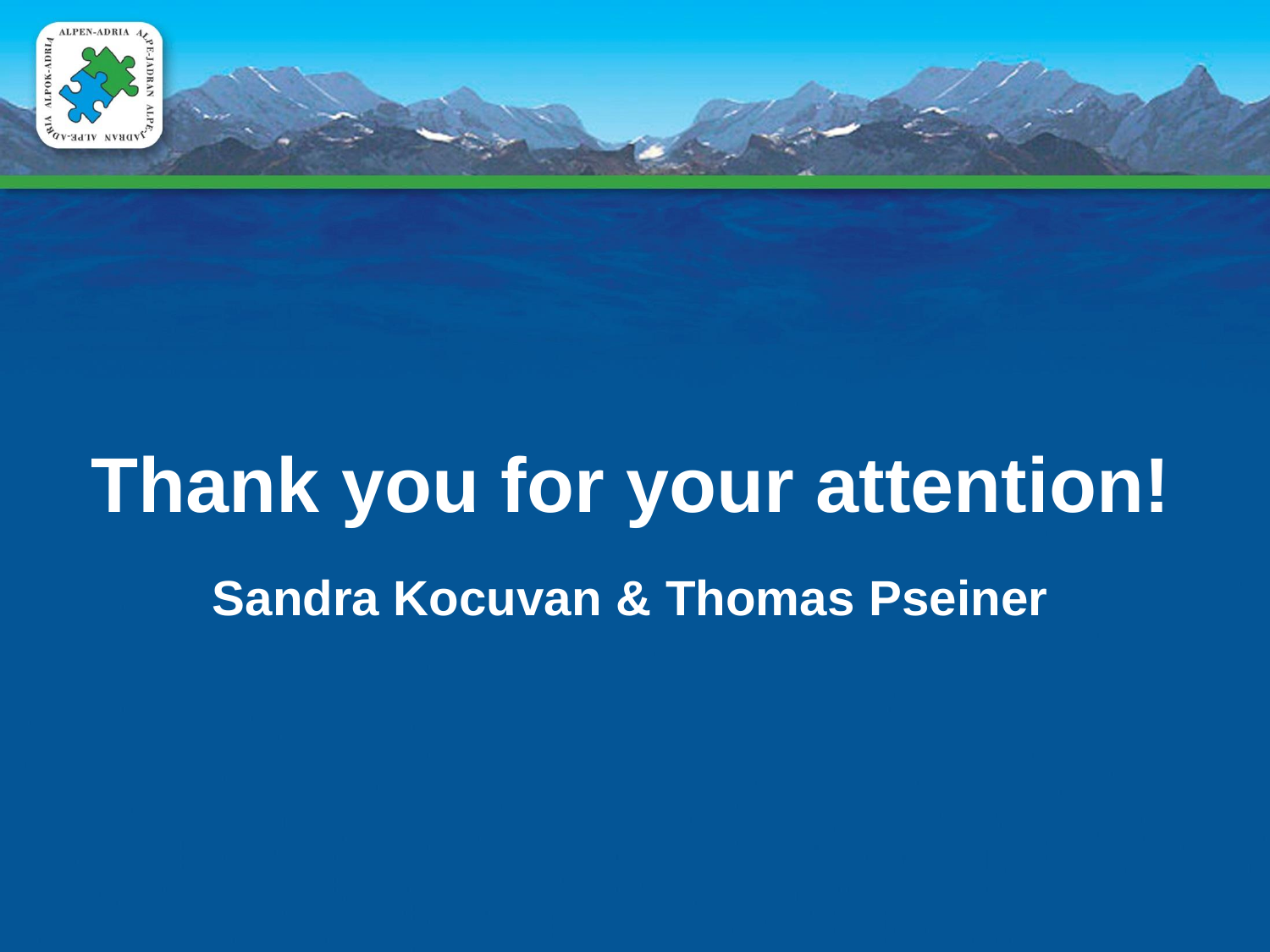# Thank you for your attention!

**Sandra Kocuvan & Thomas Pseiner**